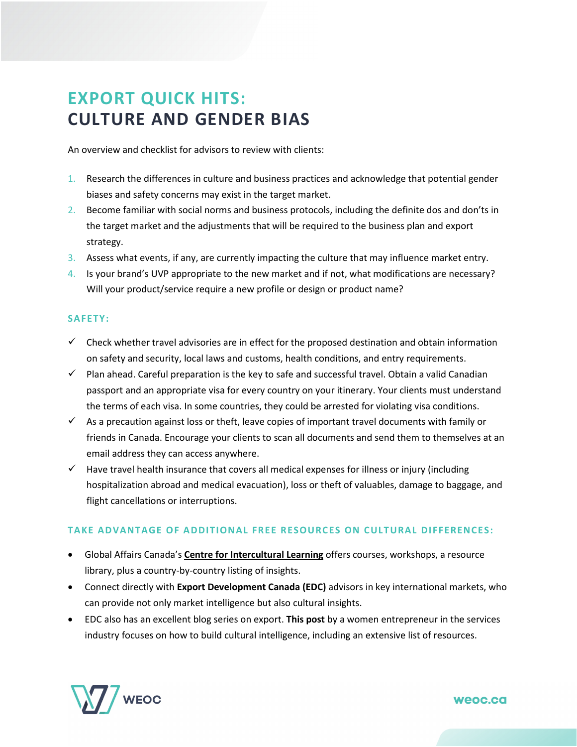# EXPORT QUICK HITS:
# CULTURE AND GENDER BIAS

An overview and checklist for advisors to review with clients:

1. Research the differences in culture and business practices and acknowledge that potential gender biases and safety concerns may exist in the target market.
2. Become familiar with social norms and business protocols, including the definite dos and don'ts in the target market and the adjustments that will be required to the business plan and export strategy.
3. Assess what events, if any, are currently impacting the culture that may influence market entry.
4. Is your brand's UVP appropriate to the new market and if not, what modifications are necessary? Will your product/service require a new profile or design or product name?

## SAFETY:

- ✓ Check whether travel advisories are in effect for the proposed destination and obtain information on safety and security, local laws and customs, health conditions, and entry requirements.
- ✓ Plan ahead. Careful preparation is the key to safe and successful travel. Obtain a valid Canadian passport and an appropriate visa for every country on your itinerary. Your clients must understand the terms of each visa. In some countries, they could be arrested for violating visa conditions.
- ✓ As a precaution against loss or theft, leave copies of important travel documents with family or friends in Canada. Encourage your clients to scan all documents and send them to themselves at an email address they can access anywhere.
- ✓ Have travel health insurance that covers all medical expenses for illness or injury (including hospitalization abroad and medical evacuation), loss or theft of valuables, damage to baggage, and flight cancellations or interruptions.

## TAKE ADVANTAGE OF ADDITIONAL FREE RESOURCES ON CULTURAL DIFFERENCES:

- Global Affairs Canada's **Centre for Intercultural Learning** offers courses, workshops, a resource library, plus a country-by-country listing of insights.
- Connect directly with **Export Development Canada (EDC)** advisors in key international markets, who can provide not only market intelligence but also cultural insights.
- EDC also has an excellent blog series on export. **This post** by a women entrepreneur in the services industry focuses on how to build cultural intelligence, including an extensive list of resources.

WEOC

weoc.ca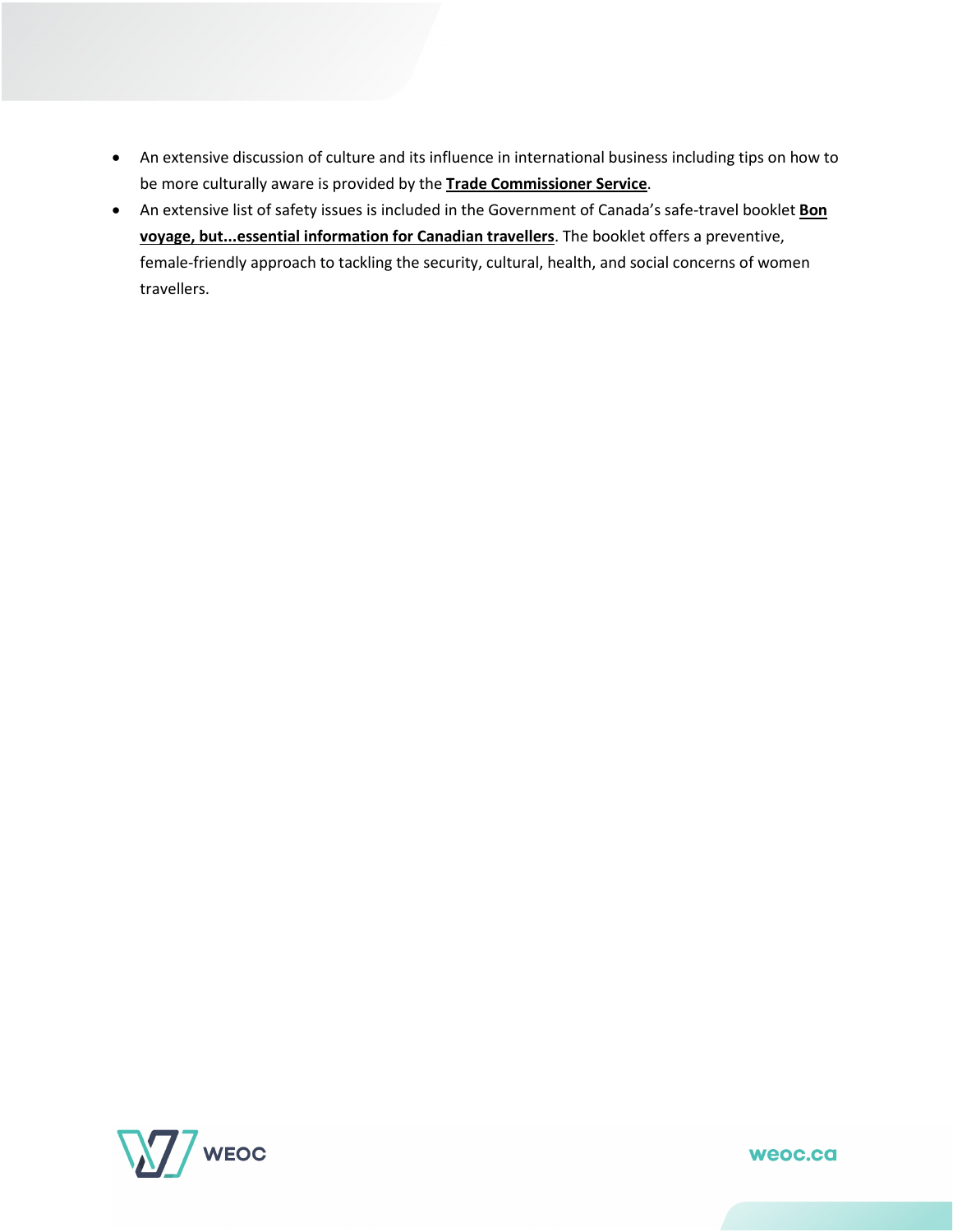- An extensive discussion of culture and its influence in international business including tips on how to be more culturally aware is provided by the **Trade Commissioner Service**.
- An extensive list of safety issues is included in the Government of Canada's safe-travel booklet **Bon voyage, but...essential information for Canadian travellers**. The booklet offers a preventive, female-friendly approach to tackling the security, cultural, health, and social concerns of women travellers.